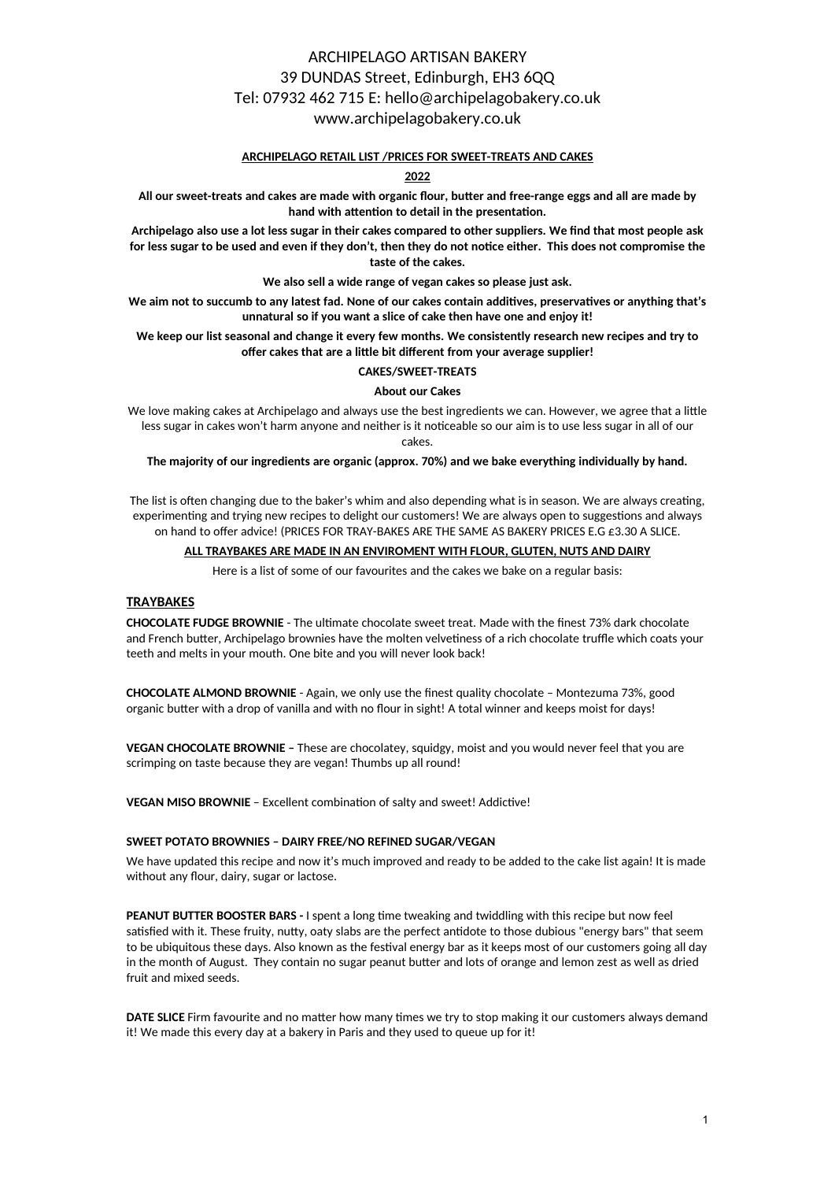ARCHIPELAGO ARTISAN BAKERY
39 DUNDAS Street, Edinburgh, EH3 6QQ
Tel: 07932 462 715 E: hello@archipelagobakery.co.uk
www.archipelagobakery.co.uk

**ARCHIPELAGO RETAIL LIST /PRICES FOR SWEET-TREATS AND CAKES**

**2022**

**All our sweet-treats and cakes are made with organic flour, butter and free-range eggs and all are made by hand with attention to detail in the presentation.**

**Archipelago also use a lot less sugar in their cakes compared to other suppliers. We find that most people ask for less sugar to be used and even if they don't, then they do not notice either. This does not compromise the taste of the cakes.**

**We also sell a wide range of vegan cakes so please just ask.**

**We aim not to succumb to any latest fad. None of our cakes contain additives, preservatives or anything that's unnatural so if you want a slice of cake then have one and enjoy it!**

**We keep our list seasonal and change it every few months. We consistently research new recipes and try to offer cakes that are a little bit different from your average supplier!**

**CAKES/SWEET-TREATS**

**About our Cakes**

We love making cakes at Archipelago and always use the best ingredients we can. However, we agree that a little less sugar in cakes won't harm anyone and neither is it noticeable so our aim is to use less sugar in all of our cakes.

**The majority of our ingredients are organic (approx. 70%) and we bake everything individually by hand.**

The list is often changing due to the baker's whim and also depending what is in season. We are always creating, experimenting and trying new recipes to delight our customers! We are always open to suggestions and always on hand to offer advice! (PRICES FOR TRAY-BAKES ARE THE SAME AS BAKERY PRICES E.G £3.30 A SLICE.

**ALL TRAYBAKES ARE MADE IN AN ENVIROMENT WITH FLOUR, GLUTEN, NUTS AND DAIRY**

Here is a list of some of our favourites and the cakes we bake on a regular basis:

## TRAYBAKES

**CHOCOLATE FUDGE BROWNIE** - The ultimate chocolate sweet treat. Made with the finest 73% dark chocolate and French butter, Archipelago brownies have the molten velvetiness of a rich chocolate truffle which coats your teeth and melts in your mouth. One bite and you will never look back!

**CHOCOLATE ALMOND BROWNIE** - Again, we only use the finest quality chocolate – Montezuma 73%, good organic butter with a drop of vanilla and with no flour in sight! A total winner and keeps moist for days!

**VEGAN CHOCOLATE BROWNIE –** These are chocolatey, squidgy, moist and you would never feel that you are scrimping on taste because they are vegan! Thumbs up all round!

**VEGAN MISO BROWNIE** – Excellent combination of salty and sweet! Addictive!

**SWEET POTATO BROWNIES – DAIRY FREE/NO REFINED SUGAR/VEGAN**

We have updated this recipe and now it's much improved and ready to be added to the cake list again! It is made without any flour, dairy, sugar or lactose.

**PEANUT BUTTER BOOSTER BARS -** I spent a long time tweaking and twiddling with this recipe but now feel satisfied with it. These fruity, nutty, oaty slabs are the perfect antidote to those dubious "energy bars" that seem to be ubiquitous these days. Also known as the festival energy bar as it keeps most of our customers going all day in the month of August. They contain no sugar peanut butter and lots of orange and lemon zest as well as dried fruit and mixed seeds.

**DATE SLICE** Firm favourite and no matter how many times we try to stop making it our customers always demand it! We made this every day at a bakery in Paris and they used to queue up for it!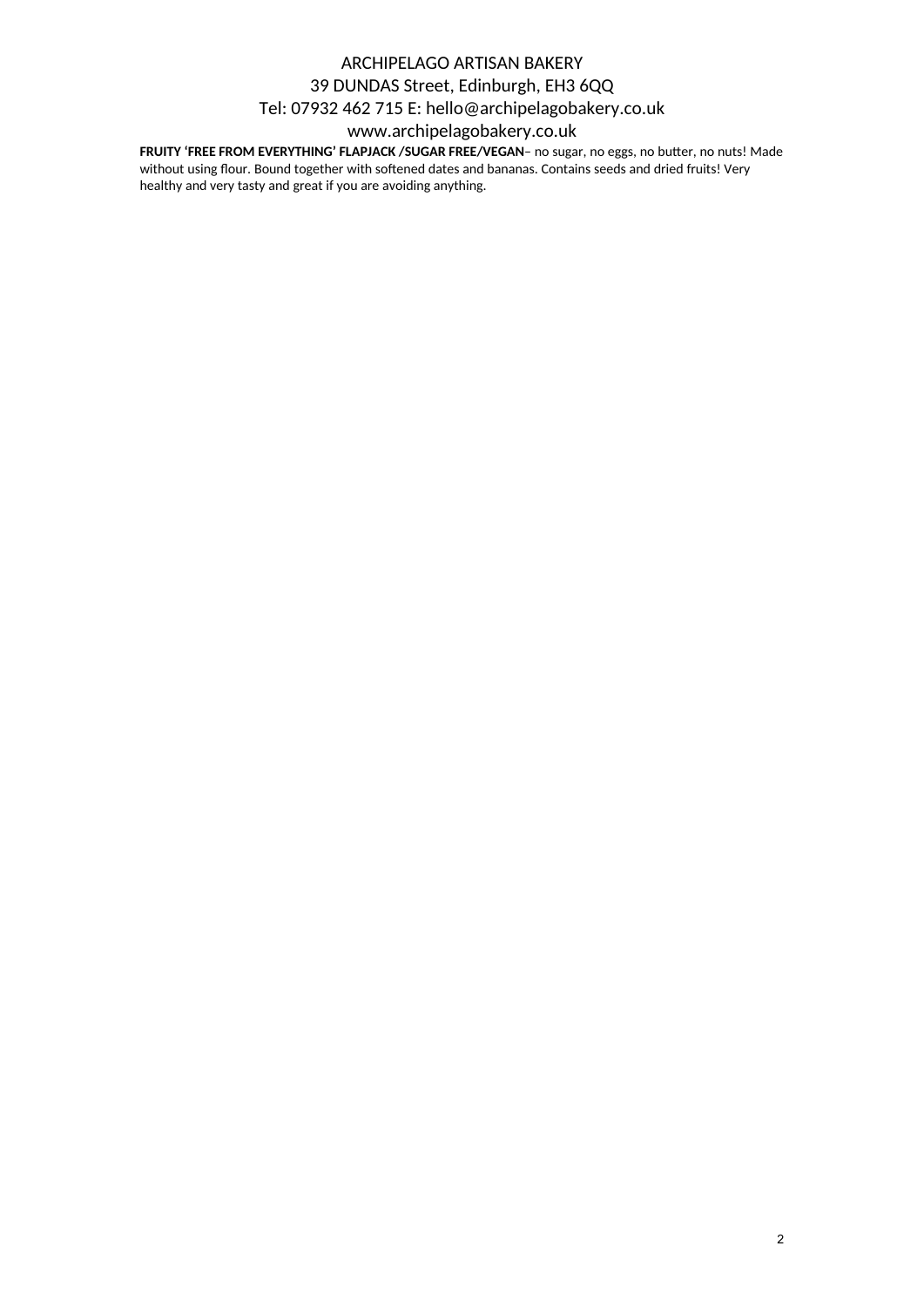**FRUITY 'FREE FROM EVERYTHING' FLAPJACK /SUGAR FREE/VEGAN**– no sugar, no eggs, no butter, no nuts! Made without using flour. Bound together with softened dates and bananas. Contains seeds and dried fruits! Very healthy and very tasty and great if you are avoiding anything.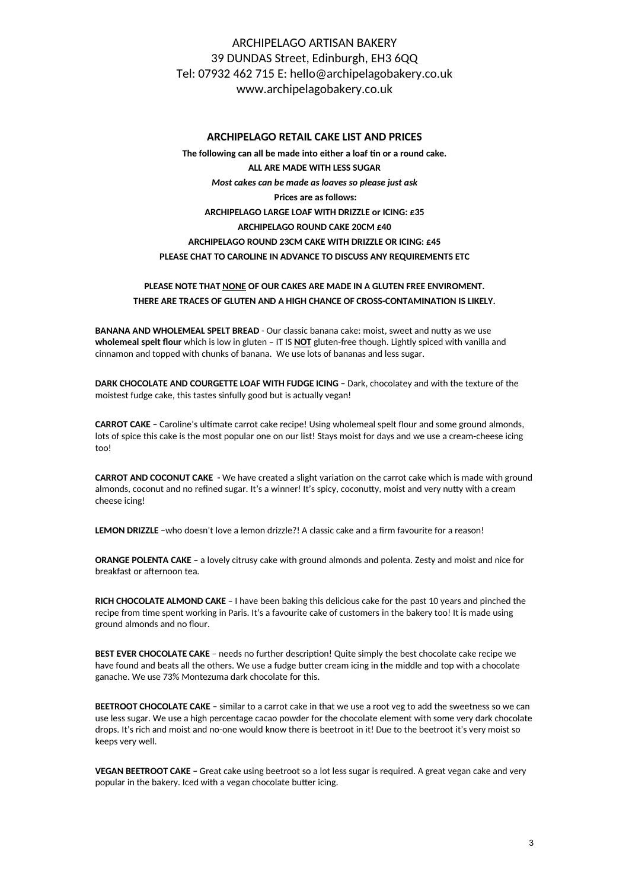ARCHIPELAGO ARTISAN BAKERY
39 DUNDAS Street, Edinburgh, EH3 6QQ
Tel: 07932 462 715 E: hello@archipelagobakery.co.uk
www.archipelagobakery.co.uk

## ARCHIPELAGO RETAIL CAKE LIST AND PRICES

**The following can all be made into either a loaf tin or a round cake.**

**ALL ARE MADE WITH LESS SUGAR**

***Most cakes can be made as loaves so please just ask***

**Prices are as follows:**

**ARCHIPELAGO LARGE LOAF WITH DRIZZLE or ICING: £35**

**ARCHIPELAGO ROUND CAKE 20CM £40**

**ARCHIPELAGO ROUND 23CM CAKE WITH DRIZZLE OR ICING: £45**

**PLEASE CHAT TO CAROLINE IN ADVANCE TO DISCUSS ANY REQUIREMENTS ETC**

**PLEASE NOTE THAT <u>NONE</u> OF OUR CAKES ARE MADE IN A GLUTEN FREE ENVIROMENT.**
**THERE ARE TRACES OF GLUTEN AND A HIGH CHANCE OF CROSS-CONTAMINATION IS LIKELY.**

**BANANA AND WHOLEMEAL SPELT BREAD** - Our classic banana cake: moist, sweet and nutty as we use **wholemeal spelt flour** which is low in gluten – IT IS **<u>NOT</u>** gluten-free though. Lightly spiced with vanilla and cinnamon and topped with chunks of banana. We use lots of bananas and less sugar.

**DARK CHOCOLATE AND COURGETTE LOAF WITH FUDGE ICING –** Dark, chocolatey and with the texture of the moistest fudge cake, this tastes sinfully good but is actually vegan!

**CARROT CAKE** – Caroline's ultimate carrot cake recipe! Using wholemeal spelt flour and some ground almonds, lots of spice this cake is the most popular one on our list! Stays moist for days and we use a cream-cheese icing too!

**CARROT AND COCONUT CAKE -** We have created a slight variation on the carrot cake which is made with ground almonds, coconut and no refined sugar. It's a winner! It's spicy, coconutty, moist and very nutty with a cream cheese icing!

**LEMON DRIZZLE** –who doesn't love a lemon drizzle?! A classic cake and a firm favourite for a reason!

**ORANGE POLENTA CAKE** – a lovely citrusy cake with ground almonds and polenta. Zesty and moist and nice for breakfast or afternoon tea.

**RICH CHOCOLATE ALMOND CAKE** – I have been baking this delicious cake for the past 10 years and pinched the recipe from time spent working in Paris. It's a favourite cake of customers in the bakery too! It is made using ground almonds and no flour.

**BEST EVER CHOCOLATE CAKE** – needs no further description! Quite simply the best chocolate cake recipe we have found and beats all the others. We use a fudge butter cream icing in the middle and top with a chocolate ganache. We use 73% Montezuma dark chocolate for this.

**BEETROOT CHOCOLATE CAKE –** similar to a carrot cake in that we use a root veg to add the sweetness so we can use less sugar. We use a high percentage cacao powder for the chocolate element with some very dark chocolate drops. It's rich and moist and no-one would know there is beetroot in it! Due to the beetroot it's very moist so keeps very well.

**VEGAN BEETROOT CAKE –** Great cake using beetroot so a lot less sugar is required. A great vegan cake and very popular in the bakery. Iced with a vegan chocolate butter icing.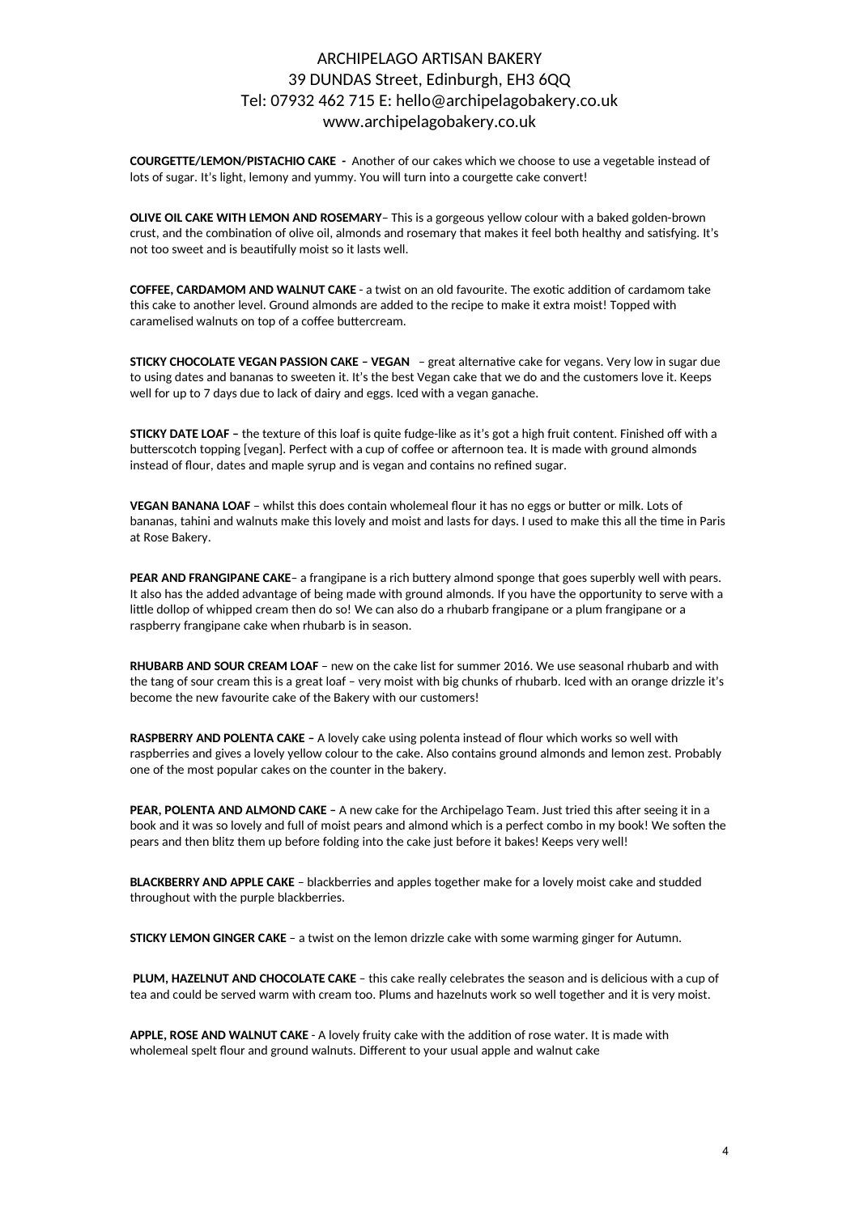ARCHIPELAGO ARTISAN BAKERY
39 DUNDAS Street, Edinburgh, EH3 6QQ
Tel: 07932 462 715 E: hello@archipelagobakery.co.uk
www.archipelagobakery.co.uk

**COURGETTE/LEMON/PISTACHIO CAKE -** Another of our cakes which we choose to use a vegetable instead of lots of sugar. It's light, lemony and yummy. You will turn into a courgette cake convert!

**OLIVE OIL CAKE WITH LEMON AND ROSEMARY**– This is a gorgeous yellow colour with a baked golden-brown crust, and the combination of olive oil, almonds and rosemary that makes it feel both healthy and satisfying. It's not too sweet and is beautifully moist so it lasts well.

**COFFEE, CARDAMOM AND WALNUT CAKE** - a twist on an old favourite. The exotic addition of cardamom take this cake to another level. Ground almonds are added to the recipe to make it extra moist! Topped with caramelised walnuts on top of a coffee buttercream.

**STICKY CHOCOLATE VEGAN PASSION CAKE – VEGAN** – great alternative cake for vegans. Very low in sugar due to using dates and bananas to sweeten it. It's the best Vegan cake that we do and the customers love it. Keeps well for up to 7 days due to lack of dairy and eggs. Iced with a vegan ganache.

**STICKY DATE LOAF –** the texture of this loaf is quite fudge-like as it's got a high fruit content. Finished off with a butterscotch topping [vegan]. Perfect with a cup of coffee or afternoon tea. It is made with ground almonds instead of flour, dates and maple syrup and is vegan and contains no refined sugar.

**VEGAN BANANA LOAF** – whilst this does contain wholemeal flour it has no eggs or butter or milk. Lots of bananas, tahini and walnuts make this lovely and moist and lasts for days. I used to make this all the time in Paris at Rose Bakery.

**PEAR AND FRANGIPANE CAKE**– a frangipane is a rich buttery almond sponge that goes superbly well with pears. It also has the added advantage of being made with ground almonds. If you have the opportunity to serve with a little dollop of whipped cream then do so! We can also do a rhubarb frangipane or a plum frangipane or a raspberry frangipane cake when rhubarb is in season.

**RHUBARB AND SOUR CREAM LOAF** – new on the cake list for summer 2016. We use seasonal rhubarb and with the tang of sour cream this is a great loaf – very moist with big chunks of rhubarb. Iced with an orange drizzle it's become the new favourite cake of the Bakery with our customers!

**RASPBERRY AND POLENTA CAKE –** A lovely cake using polenta instead of flour which works so well with raspberries and gives a lovely yellow colour to the cake. Also contains ground almonds and lemon zest. Probably one of the most popular cakes on the counter in the bakery.

**PEAR, POLENTA AND ALMOND CAKE –** A new cake for the Archipelago Team. Just tried this after seeing it in a book and it was so lovely and full of moist pears and almond which is a perfect combo in my book! We soften the pears and then blitz them up before folding into the cake just before it bakes! Keeps very well!

**BLACKBERRY AND APPLE CAKE** – blackberries and apples together make for a lovely moist cake and studded throughout with the purple blackberries.

**STICKY LEMON GINGER CAKE** – a twist on the lemon drizzle cake with some warming ginger for Autumn.

**PLUM, HAZELNUT AND CHOCOLATE CAKE** – this cake really celebrates the season and is delicious with a cup of tea and could be served warm with cream too. Plums and hazelnuts work so well together and it is very moist.

**APPLE, ROSE AND WALNUT CAKE** - A lovely fruity cake with the addition of rose water. It is made with wholemeal spelt flour and ground walnuts. Different to your usual apple and walnut cake